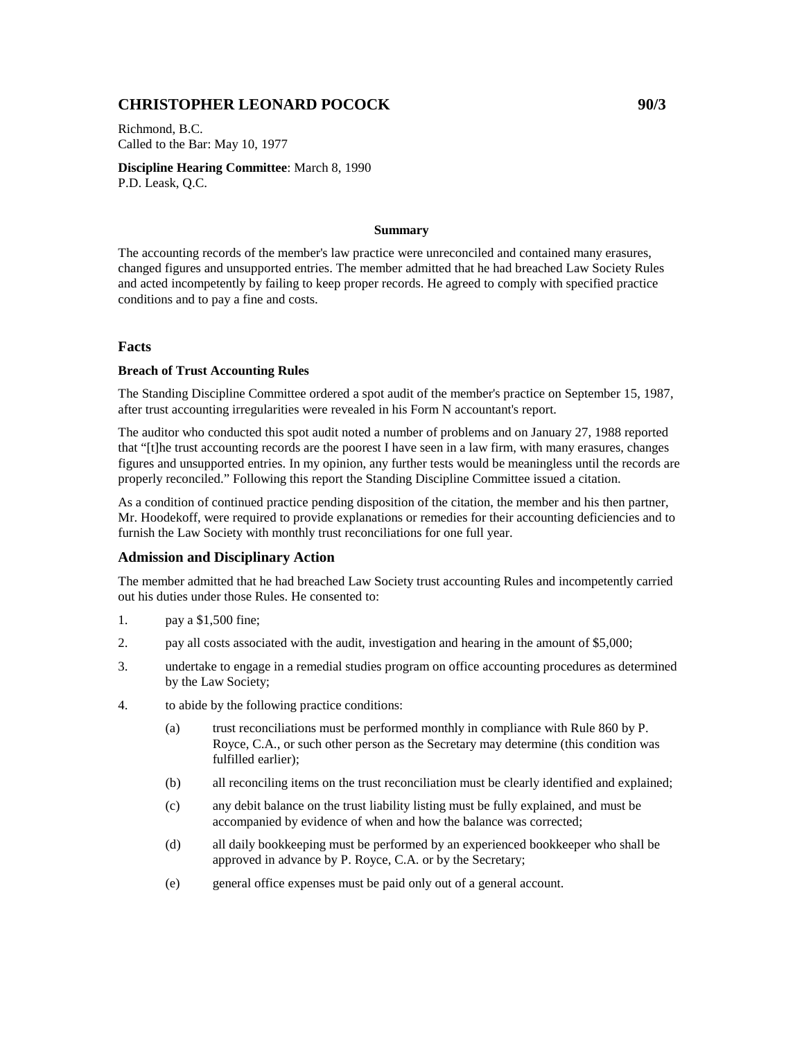# CHRISTOPHER LEONARD POCOCK 90/3

Richmond, B.C.
Called to the Bar: May 10, 1977

**Discipline Hearing Committee**: March 8, 1990
P.D. Leask, Q.C.

**Summary**

The accounting records of the member's law practice were unreconciled and contained many erasures, changed figures and unsupported entries. The member admitted that he had breached Law Society Rules and acted incompetently by failing to keep proper records. He agreed to comply with specified practice conditions and to pay a fine and costs.

## Facts

### Breach of Trust Accounting Rules

The Standing Discipline Committee ordered a spot audit of the member's practice on September 15, 1987, after trust accounting irregularities were revealed in his Form N accountant's report.

The auditor who conducted this spot audit noted a number of problems and on January 27, 1988 reported that "[t]he trust accounting records are the poorest I have seen in a law firm, with many erasures, changes figures and unsupported entries. In my opinion, any further tests would be meaningless until the records are properly reconciled." Following this report the Standing Discipline Committee issued a citation.

As a condition of continued practice pending disposition of the citation, the member and his then partner, Mr. Hoodekoff, were required to provide explanations or remedies for their accounting deficiencies and to furnish the Law Society with monthly trust reconciliations for one full year.

## Admission and Disciplinary Action

The member admitted that he had breached Law Society trust accounting Rules and incompetently carried out his duties under those Rules. He consented to:

1. pay a $1,500 fine;
2. pay all costs associated with the audit, investigation and hearing in the amount of $5,000;
3. undertake to engage in a remedial studies program on office accounting procedures as determined by the Law Society;
4. to abide by the following practice conditions:
   - (a) trust reconciliations must be performed monthly in compliance with Rule 860 by P. Royce, C.A., or such other person as the Secretary may determine (this condition was fulfilled earlier);
   - (b) all reconciling items on the trust reconciliation must be clearly identified and explained;
   - (c) any debit balance on the trust liability listing must be fully explained, and must be accompanied by evidence of when and how the balance was corrected;
   - (d) all daily bookkeeping must be performed by an experienced bookkeeper who shall be approved in advance by P. Royce, C.A. or by the Secretary;
   - (e) general office expenses must be paid only out of a general account.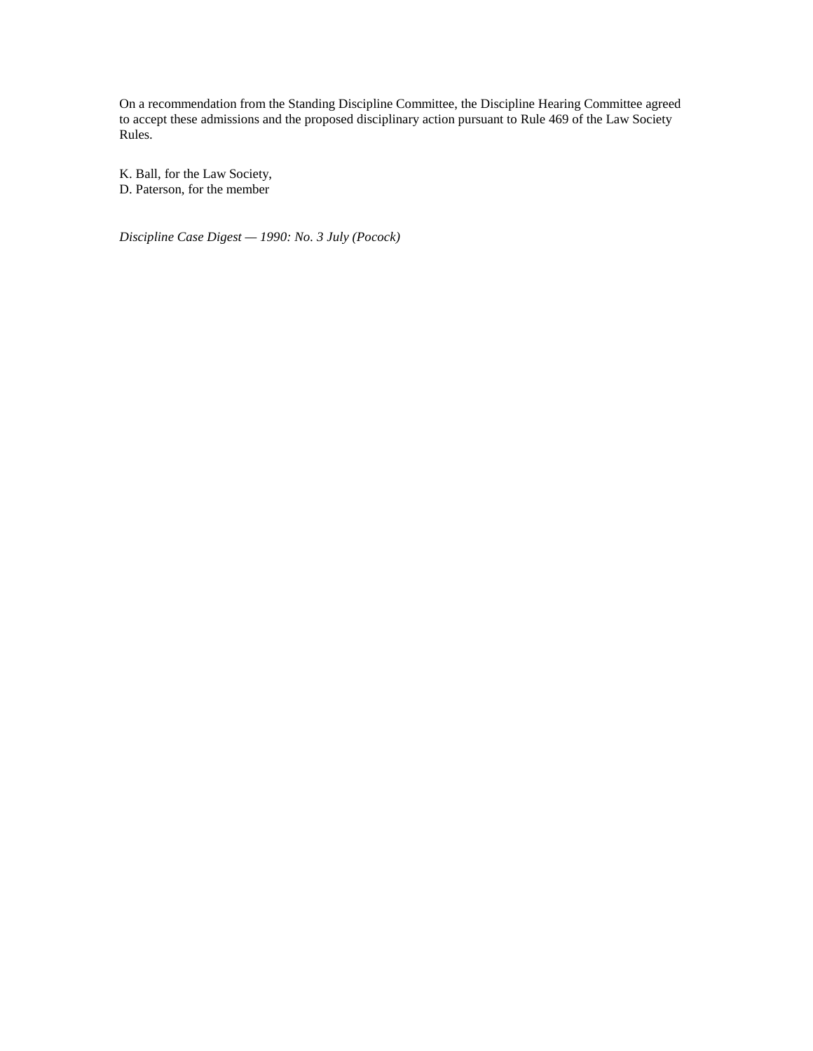On a recommendation from the Standing Discipline Committee, the Discipline Hearing Committee agreed to accept these admissions and the proposed disciplinary action pursuant to Rule 469 of the Law Society Rules.

K. Ball, for the Law Society,
D. Paterson, for the member

*Discipline Case Digest — 1990: No. 3 July (Pocock)*